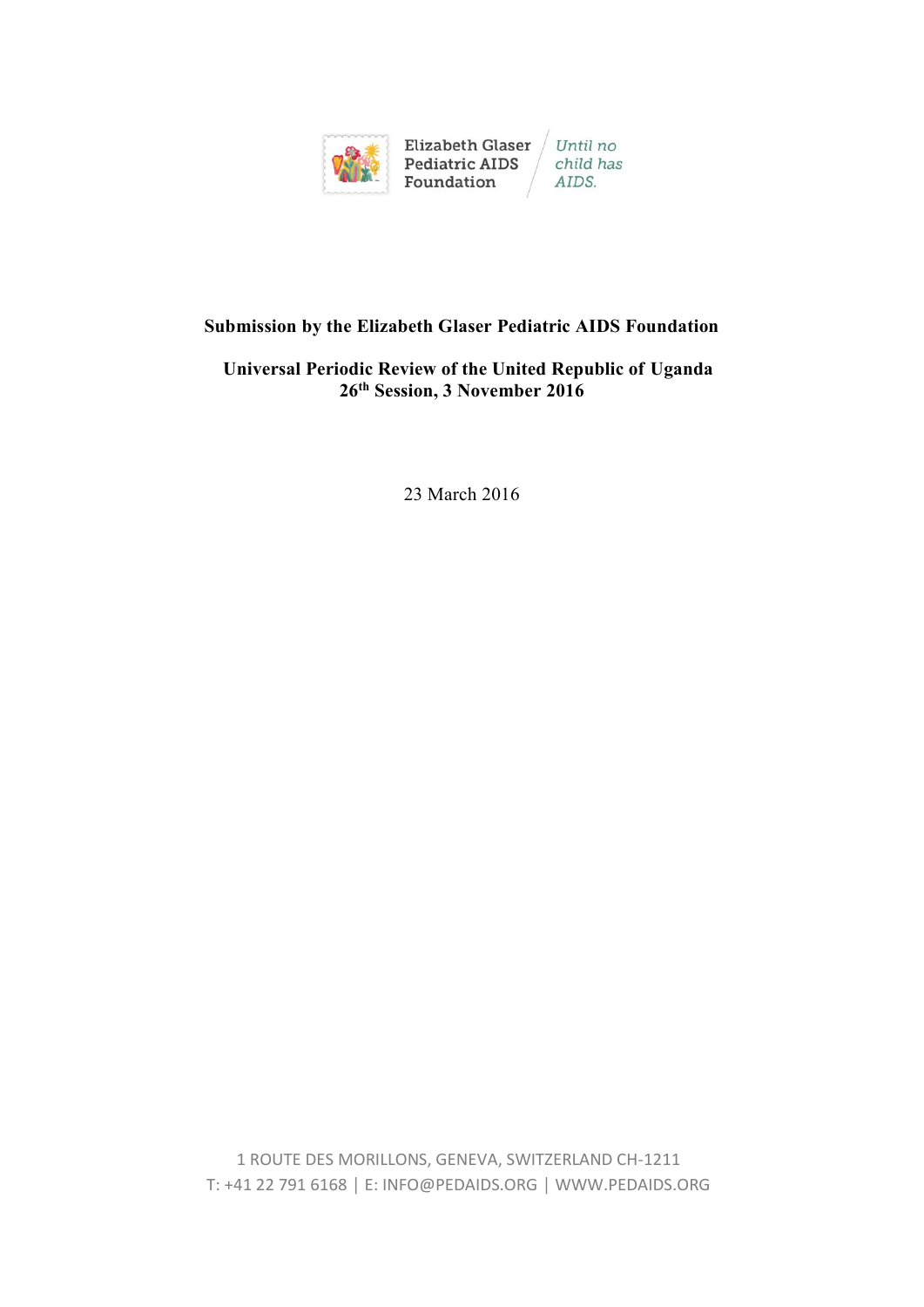Elizabeth Glaser Pediatric AIDS Foundation

*Until no child has AIDS.*

**Submission by the Elizabeth Glaser Pediatric AIDS Foundation**

**Universal Periodic Review of the United Republic of Uganda**
**26th Session, 3 November 2016**

23 March 2016

1 ROUTE DES MORILLONS, GENEVA, SWITZERLAND CH-1211
T: +41 22 791 6168 | E: INFO@PEDAIDS.ORG | WWW.PEDAIDS.ORG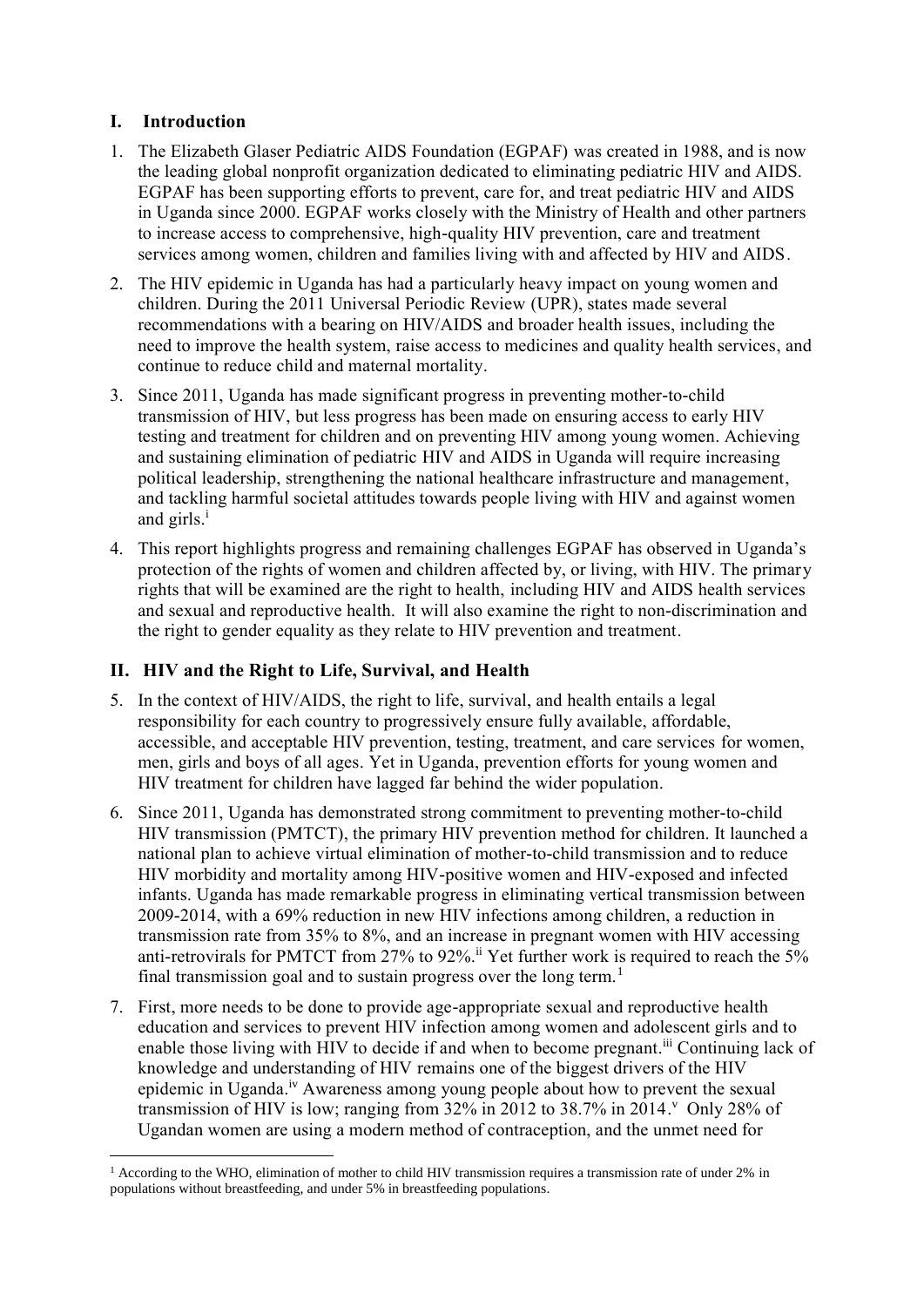## I. Introduction

1. The Elizabeth Glaser Pediatric AIDS Foundation (EGPAF) was created in 1988, and is now the leading global nonprofit organization dedicated to eliminating pediatric HIV and AIDS. EGPAF has been supporting efforts to prevent, care for, and treat pediatric HIV and AIDS in Uganda since 2000. EGPAF works closely with the Ministry of Health and other partners to increase access to comprehensive, high-quality HIV prevention, care and treatment services among women, children and families living with and affected by HIV and AIDS.

2. The HIV epidemic in Uganda has had a particularly heavy impact on young women and children. During the 2011 Universal Periodic Review (UPR), states made several recommendations with a bearing on HIV/AIDS and broader health issues, including the need to improve the health system, raise access to medicines and quality health services, and continue to reduce child and maternal mortality.

3. Since 2011, Uganda has made significant progress in preventing mother-to-child transmission of HIV, but less progress has been made on ensuring access to early HIV testing and treatment for children and on preventing HIV among young women. Achieving and sustaining elimination of pediatric HIV and AIDS in Uganda will require increasing political leadership, strengthening the national healthcare infrastructure and management, and tackling harmful societal attitudes towards people living with HIV and against women and girls.[i]

4. This report highlights progress and remaining challenges EGPAF has observed in Uganda's protection of the rights of women and children affected by, or living, with HIV. The primary rights that will be examined are the right to health, including HIV and AIDS health services and sexual and reproductive health. It will also examine the right to non-discrimination and the right to gender equality as they relate to HIV prevention and treatment.

## II. HIV and the Right to Life, Survival, and Health

5. In the context of HIV/AIDS, the right to life, survival, and health entails a legal responsibility for each country to progressively ensure fully available, affordable, accessible, and acceptable HIV prevention, testing, treatment, and care services for women, men, girls and boys of all ages. Yet in Uganda, prevention efforts for young women and HIV treatment for children have lagged far behind the wider population.

6. Since 2011, Uganda has demonstrated strong commitment to preventing mother-to-child HIV transmission (PMTCT), the primary HIV prevention method for children. It launched a national plan to achieve virtual elimination of mother-to-child transmission and to reduce HIV morbidity and mortality among HIV-positive women and HIV-exposed and infected infants. Uganda has made remarkable progress in eliminating vertical transmission between 2009-2014, with a 69% reduction in new HIV infections among children, a reduction in transmission rate from 35% to 8%, and an increase in pregnant women with HIV accessing anti-retrovirals for PMTCT from 27% to 92%.[ii] Yet further work is required to reach the 5% final transmission goal and to sustain progress over the long term.[1]

7. First, more needs to be done to provide age-appropriate sexual and reproductive health education and services to prevent HIV infection among women and adolescent girls and to enable those living with HIV to decide if and when to become pregnant.[iii] Continuing lack of knowledge and understanding of HIV remains one of the biggest drivers of the HIV epidemic in Uganda.[iv] Awareness among young people about how to prevent the sexual transmission of HIV is low; ranging from 32% in 2012 to 38.7% in 2014.[v] Only 28% of Ugandan women are using a modern method of contraception, and the unmet need for

[1] According to the WHO, elimination of mother to child HIV transmission requires a transmission rate of under 2% in populations without breastfeeding, and under 5% in breastfeeding populations.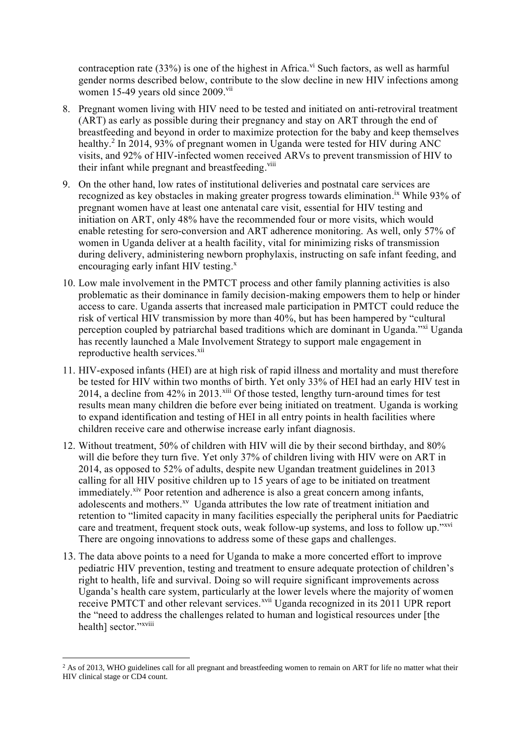contraception rate (33%) is one of the highest in Africa.[vi] Such factors, as well as harmful gender norms described below, contribute to the slow decline in new HIV infections among women 15-49 years old since 2009.[vii]

8. Pregnant women living with HIV need to be tested and initiated on anti-retroviral treatment (ART) as early as possible during their pregnancy and stay on ART through the end of breastfeeding and beyond in order to maximize protection for the baby and keep themselves healthy.[2] In 2014, 93% of pregnant women in Uganda were tested for HIV during ANC visits, and 92% of HIV-infected women received ARVs to prevent transmission of HIV to their infant while pregnant and breastfeeding.[viii]

9. On the other hand, low rates of institutional deliveries and postnatal care services are recognized as key obstacles in making greater progress towards elimination.[ix] While 93% of pregnant women have at least one antenatal care visit, essential for HIV testing and initiation on ART, only 48% have the recommended four or more visits, which would enable retesting for sero-conversion and ART adherence monitoring. As well, only 57% of women in Uganda deliver at a health facility, vital for minimizing risks of transmission during delivery, administering newborn prophylaxis, instructing on safe infant feeding, and encouraging early infant HIV testing.[x]

10. Low male involvement in the PMTCT process and other family planning activities is also problematic as their dominance in family decision-making empowers them to help or hinder access to care. Uganda asserts that increased male participation in PMTCT could reduce the risk of vertical HIV transmission by more than 40%, but has been hampered by "cultural perception coupled by patriarchal based traditions which are dominant in Uganda."[xi] Uganda has recently launched a Male Involvement Strategy to support male engagement in reproductive health services.[xii]

11. HIV-exposed infants (HEI) are at high risk of rapid illness and mortality and must therefore be tested for HIV within two months of birth. Yet only 33% of HEI had an early HIV test in 2014, a decline from 42% in 2013.[xiii] Of those tested, lengthy turn-around times for test results mean many children die before ever being initiated on treatment. Uganda is working to expand identification and testing of HEI in all entry points in health facilities where children receive care and otherwise increase early infant diagnosis.

12. Without treatment, 50% of children with HIV will die by their second birthday, and 80% will die before they turn five. Yet only 37% of children living with HIV were on ART in 2014, as opposed to 52% of adults, despite new Ugandan treatment guidelines in 2013 calling for all HIV positive children up to 15 years of age to be initiated on treatment immediately.[xiv] Poor retention and adherence is also a great concern among infants, adolescents and mothers.[xv] Uganda attributes the low rate of treatment initiation and retention to "limited capacity in many facilities especially the peripheral units for Paediatric care and treatment, frequent stock outs, weak follow-up systems, and loss to follow up."[xvi] There are ongoing innovations to address some of these gaps and challenges.

13. The data above points to a need for Uganda to make a more concerted effort to improve pediatric HIV prevention, testing and treatment to ensure adequate protection of children's right to health, life and survival. Doing so will require significant improvements across Uganda's health care system, particularly at the lower levels where the majority of women receive PMTCT and other relevant services.[xvii] Uganda recognized in its 2011 UPR report the "need to address the challenges related to human and logistical resources under [the health] sector."[xviii]

---

[2] As of 2013, WHO guidelines call for all pregnant and breastfeeding women to remain on ART for life no matter what their HIV clinical stage or CD4 count.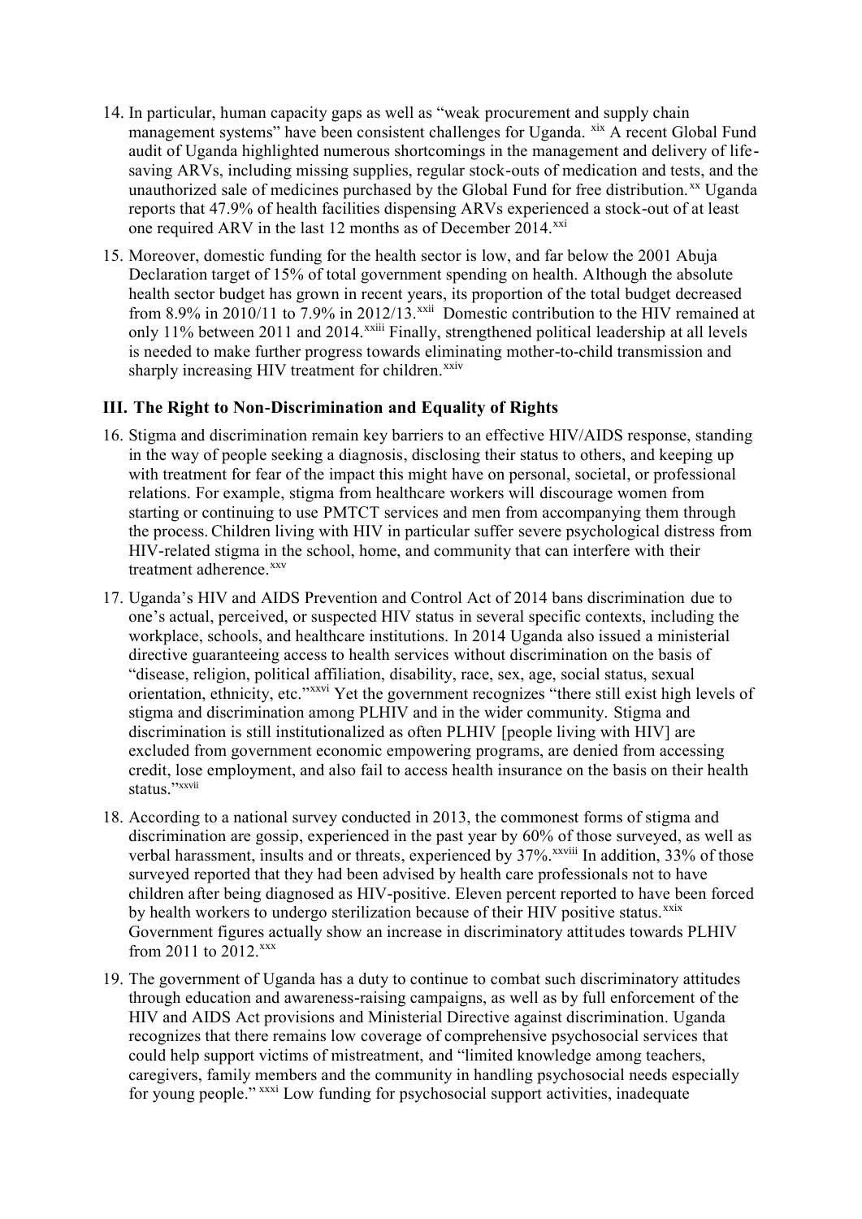14. In particular, human capacity gaps as well as "weak procurement and supply chain management systems" have been consistent challenges for Uganda. [xix] A recent Global Fund audit of Uganda highlighted numerous shortcomings in the management and delivery of life-saving ARVs, including missing supplies, regular stock-outs of medication and tests, and the unauthorized sale of medicines purchased by the Global Fund for free distribution.[xx] Uganda reports that 47.9% of health facilities dispensing ARVs experienced a stock-out of at least one required ARV in the last 12 months as of December 2014.[xxi]

15. Moreover, domestic funding for the health sector is low, and far below the 2001 Abuja Declaration target of 15% of total government spending on health. Although the absolute health sector budget has grown in recent years, its proportion of the total budget decreased from 8.9% in 2010/11 to 7.9% in 2012/13.[xxii] Domestic contribution to the HIV remained at only 11% between 2011 and 2014.[xxiii] Finally, strengthened political leadership at all levels is needed to make further progress towards eliminating mother-to-child transmission and sharply increasing HIV treatment for children.[xxiv]

### III. The Right to Non-Discrimination and Equality of Rights

16. Stigma and discrimination remain key barriers to an effective HIV/AIDS response, standing in the way of people seeking a diagnosis, disclosing their status to others, and keeping up with treatment for fear of the impact this might have on personal, societal, or professional relations. For example, stigma from healthcare workers will discourage women from starting or continuing to use PMTCT services and men from accompanying them through the process. Children living with HIV in particular suffer severe psychological distress from HIV-related stigma in the school, home, and community that can interfere with their treatment adherence.[xxv]

17. Uganda's HIV and AIDS Prevention and Control Act of 2014 bans discrimination due to one's actual, perceived, or suspected HIV status in several specific contexts, including the workplace, schools, and healthcare institutions. In 2014 Uganda also issued a ministerial directive guaranteeing access to health services without discrimination on the basis of "disease, religion, political affiliation, disability, race, sex, age, social status, sexual orientation, ethnicity, etc."[xxvi] Yet the government recognizes "there still exist high levels of stigma and discrimination among PLHIV and in the wider community. Stigma and discrimination is still institutionalized as often PLHIV [people living with HIV] are excluded from government economic empowering programs, are denied from accessing credit, lose employment, and also fail to access health insurance on the basis on their health status."[xxvii]

18. According to a national survey conducted in 2013, the commonest forms of stigma and discrimination are gossip, experienced in the past year by 60% of those surveyed, as well as verbal harassment, insults and or threats, experienced by 37%.[xxviii] In addition, 33% of those surveyed reported that they had been advised by health care professionals not to have children after being diagnosed as HIV-positive. Eleven percent reported to have been forced by health workers to undergo sterilization because of their HIV positive status.[xxix] Government figures actually show an increase in discriminatory attitudes towards PLHIV from 2011 to 2012.[xxx]

19. The government of Uganda has a duty to continue to combat such discriminatory attitudes through education and awareness-raising campaigns, as well as by full enforcement of the HIV and AIDS Act provisions and Ministerial Directive against discrimination. Uganda recognizes that there remains low coverage of comprehensive psychosocial services that could help support victims of mistreatment, and "limited knowledge among teachers, caregivers, family members and the community in handling psychosocial needs especially for young people." [xxxi] Low funding for psychosocial support activities, inadequate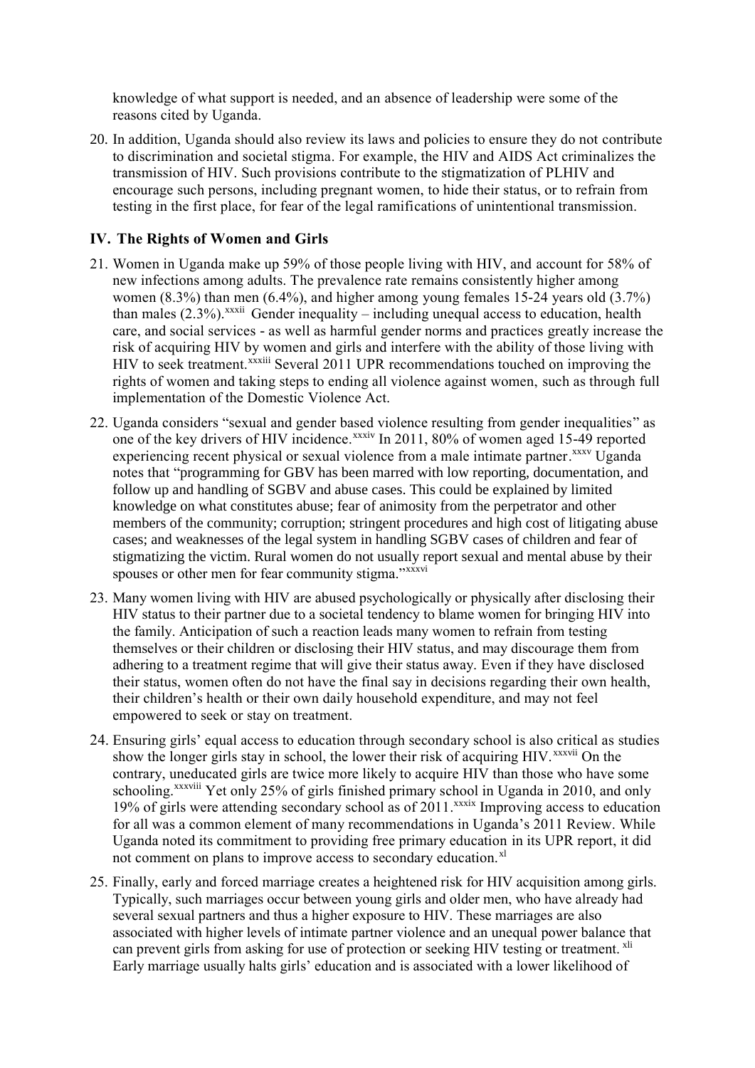knowledge of what support is needed, and an absence of leadership were some of the reasons cited by Uganda.

20. In addition, Uganda should also review its laws and policies to ensure they do not contribute to discrimination and societal stigma. For example, the HIV and AIDS Act criminalizes the transmission of HIV. Such provisions contribute to the stigmatization of PLHIV and encourage such persons, including pregnant women, to hide their status, or to refrain from testing in the first place, for fear of the legal ramifications of unintentional transmission.

## IV. The Rights of Women and Girls

21. Women in Uganda make up 59% of those people living with HIV, and account for 58% of new infections among adults. The prevalence rate remains consistently higher among women (8.3%) than men (6.4%), and higher among young females 15-24 years old (3.7%) than males (2.3%).[xxxii] Gender inequality – including unequal access to education, health care, and social services - as well as harmful gender norms and practices greatly increase the risk of acquiring HIV by women and girls and interfere with the ability of those living with HIV to seek treatment.[xxxiii] Several 2011 UPR recommendations touched on improving the rights of women and taking steps to ending all violence against women, such as through full implementation of the Domestic Violence Act.

22. Uganda considers "sexual and gender based violence resulting from gender inequalities" as one of the key drivers of HIV incidence.[xxxiv] In 2011, 80% of women aged 15-49 reported experiencing recent physical or sexual violence from a male intimate partner.[xxxv] Uganda notes that "programming for GBV has been marred with low reporting, documentation, and follow up and handling of SGBV and abuse cases. This could be explained by limited knowledge on what constitutes abuse; fear of animosity from the perpetrator and other members of the community; corruption; stringent procedures and high cost of litigating abuse cases; and weaknesses of the legal system in handling SGBV cases of children and fear of stigmatizing the victim. Rural women do not usually report sexual and mental abuse by their spouses or other men for fear community stigma."[xxxvi]

23. Many women living with HIV are abused psychologically or physically after disclosing their HIV status to their partner due to a societal tendency to blame women for bringing HIV into the family. Anticipation of such a reaction leads many women to refrain from testing themselves or their children or disclosing their HIV status, and may discourage them from adhering to a treatment regime that will give their status away. Even if they have disclosed their status, women often do not have the final say in decisions regarding their own health, their children's health or their own daily household expenditure, and may not feel empowered to seek or stay on treatment.

24. Ensuring girls' equal access to education through secondary school is also critical as studies show the longer girls stay in school, the lower their risk of acquiring HIV.[xxxvii] On the contrary, uneducated girls are twice more likely to acquire HIV than those who have some schooling.[xxxviii] Yet only 25% of girls finished primary school in Uganda in 2010, and only 19% of girls were attending secondary school as of 2011.[xxxix] Improving access to education for all was a common element of many recommendations in Uganda's 2011 Review. While Uganda noted its commitment to providing free primary education in its UPR report, it did not comment on plans to improve access to secondary education.[xl]

25. Finally, early and forced marriage creates a heightened risk for HIV acquisition among girls. Typically, such marriages occur between young girls and older men, who have already had several sexual partners and thus a higher exposure to HIV. These marriages are also associated with higher levels of intimate partner violence and an unequal power balance that can prevent girls from asking for use of protection or seeking HIV testing or treatment.[xli] Early marriage usually halts girls' education and is associated with a lower likelihood of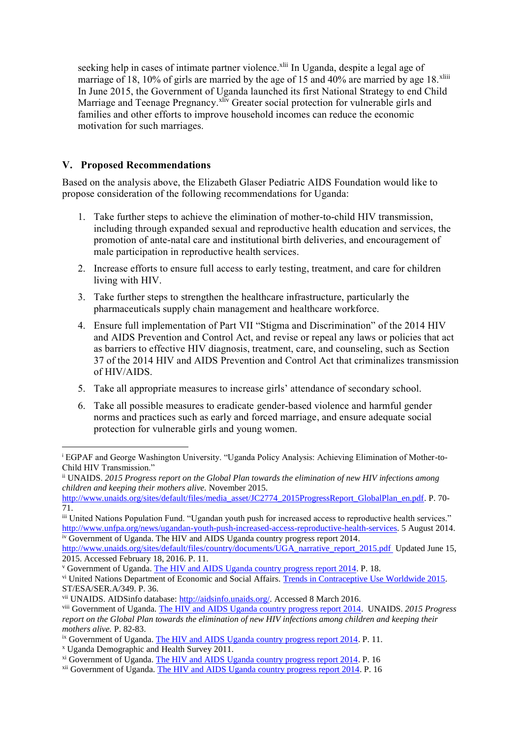seeking help in cases of intimate partner violence.[xlii] In Uganda, despite a legal age of marriage of 18, 10% of girls are married by the age of 15 and 40% are married by age 18.[xliii] In June 2015, the Government of Uganda launched its first National Strategy to end Child Marriage and Teenage Pregnancy.[xliv] Greater social protection for vulnerable girls and families and other efforts to improve household incomes can reduce the economic motivation for such marriages.

## V. Proposed Recommendations

Based on the analysis above, the Elizabeth Glaser Pediatric AIDS Foundation would like to propose consideration of the following recommendations for Uganda:

1. Take further steps to achieve the elimination of mother-to-child HIV transmission, including through expanded sexual and reproductive health education and services, the promotion of ante-natal care and institutional birth deliveries, and encouragement of male participation in reproductive health services.
2. Increase efforts to ensure full access to early testing, treatment, and care for children living with HIV.
3. Take further steps to strengthen the healthcare infrastructure, particularly the pharmaceuticals supply chain management and healthcare workforce.
4. Ensure full implementation of Part VII "Stigma and Discrimination" of the 2014 HIV and AIDS Prevention and Control Act, and revise or repeal any laws or policies that act as barriers to effective HIV diagnosis, treatment, care, and counseling, such as Section 37 of the 2014 HIV and AIDS Prevention and Control Act that criminalizes transmission of HIV/AIDS.
5. Take all appropriate measures to increase girls' attendance of secondary school.
6. Take all possible measures to eradicate gender-based violence and harmful gender norms and practices such as early and forced marriage, and ensure adequate social protection for vulnerable girls and young women.

---

[i] EGPAF and George Washington University. "Uganda Policy Analysis: Achieving Elimination of Mother-to-Child HIV Transmission."

[ii] UNAIDS. *2015 Progress report on the Global Plan towards the elimination of new HIV infections among children and keeping their mothers alive.* November 2015. http://www.unaids.org/sites/default/files/media_asset/JC2774_2015ProgressReport_GlobalPlan_en.pdf. P. 70-71.

[iii] United Nations Population Fund. "Ugandan youth push for increased access to reproductive health services." http://www.unfpa.org/news/ugandan-youth-push-increased-access-reproductive-health-services. 5 August 2014.

[iv] Government of Uganda. The HIV and AIDS Uganda country progress report 2014. http://www.unaids.org/sites/default/files/country/documents/UGA_narrative_report_2015.pdf Updated June 15, 2015. Accessed February 18, 2016. P. 11.

[v] Government of Uganda. The HIV and AIDS Uganda country progress report 2014. P. 18.

[vi] United Nations Department of Economic and Social Affairs. Trends in Contraceptive Use Worldwide 2015. ST/ESA/SER.A/349. P. 36.

[vii] UNAIDS. AIDSinfo database: http://aidsinfo.unaids.org/. Accessed 8 March 2016.

[viii] Government of Uganda. The HIV and AIDS Uganda country progress report 2014. UNAIDS. *2015 Progress report on the Global Plan towards the elimination of new HIV infections among children and keeping their mothers alive.* P. 82-83.

[ix] Government of Uganda. The HIV and AIDS Uganda country progress report 2014. P. 11.

[x] Uganda Demographic and Health Survey 2011.

[xi] Government of Uganda. The HIV and AIDS Uganda country progress report 2014. P. 16

[xii] Government of Uganda. The HIV and AIDS Uganda country progress report 2014. P. 16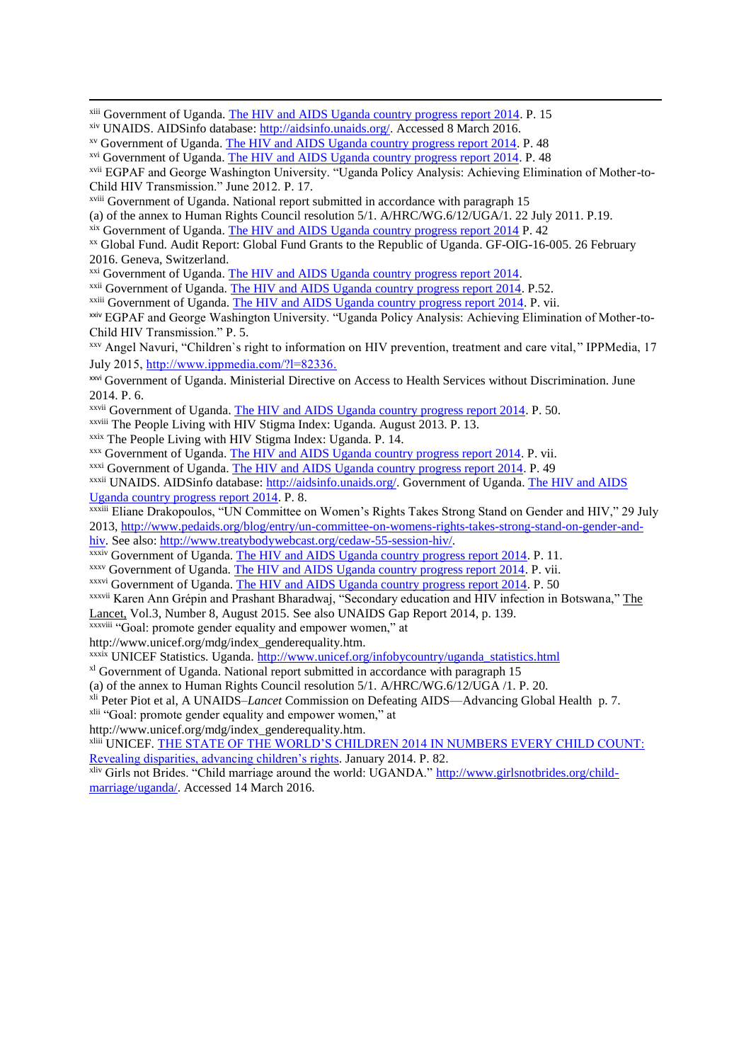[xiii] Government of Uganda. The HIV and AIDS Uganda country progress report 2014. P. 15

[xiv] UNAIDS. AIDSinfo database: http://aidsinfo.unaids.org/. Accessed 8 March 2016.

[xv] Government of Uganda. The HIV and AIDS Uganda country progress report 2014. P. 48

[xvi] Government of Uganda. The HIV and AIDS Uganda country progress report 2014. P. 48

[xvii] EGPAF and George Washington University. "Uganda Policy Analysis: Achieving Elimination of Mother-to-Child HIV Transmission." June 2012. P. 17.

[xviii] Government of Uganda. National report submitted in accordance with paragraph 15 (a) of the annex to Human Rights Council resolution 5/1. A/HRC/WG.6/12/UGA/1. 22 July 2011. P.19.

[xix] Government of Uganda. The HIV and AIDS Uganda country progress report 2014 P. 42

[xx] Global Fund. Audit Report: Global Fund Grants to the Republic of Uganda. GF-OIG-16-005. 26 February 2016. Geneva, Switzerland.

[xxi] Government of Uganda. The HIV and AIDS Uganda country progress report 2014.

[xxii] Government of Uganda. The HIV and AIDS Uganda country progress report 2014. P.52.

[xxiii] Government of Uganda. The HIV and AIDS Uganda country progress report 2014. P. vii.

[xxiv] EGPAF and George Washington University. "Uganda Policy Analysis: Achieving Elimination of Mother-to-Child HIV Transmission." P. 5.

[xxv] Angel Navuri, "Children`s right to information on HIV prevention, treatment and care vital," IPPMedia, 17 July 2015, http://www.ippmedia.com/?l=82336.

[xxvi] Government of Uganda. Ministerial Directive on Access to Health Services without Discrimination. June 2014. P. 6.

[xxvii] Government of Uganda. The HIV and AIDS Uganda country progress report 2014. P. 50.

[xxviii] The People Living with HIV Stigma Index: Uganda. August 2013. P. 13.

[xxix] The People Living with HIV Stigma Index: Uganda. P. 14.

[xxx] Government of Uganda. The HIV and AIDS Uganda country progress report 2014. P. vii.

[xxxi] Government of Uganda. The HIV and AIDS Uganda country progress report 2014. P. 49

[xxxii] UNAIDS. AIDSinfo database: http://aidsinfo.unaids.org/. Government of Uganda. The HIV and AIDS Uganda country progress report 2014. P. 8.

[xxxiii] Eliane Drakopoulos, "UN Committee on Women's Rights Takes Strong Stand on Gender and HIV," 29 July 2013, http://www.pedaids.org/blog/entry/un-committee-on-womens-rights-takes-strong-stand-on-gender-and-hiv. See also: http://www.treatybodywebcast.org/cedaw-55-session-hiv/.

[xxxiv] Government of Uganda. The HIV and AIDS Uganda country progress report 2014. P. 11.

[xxxv] Government of Uganda. The HIV and AIDS Uganda country progress report 2014. P. vii.

[xxxvi] Government of Uganda. The HIV and AIDS Uganda country progress report 2014. P. 50

[xxxvii] Karen Ann Grépin and Prashant Bharadwaj, "Secondary education and HIV infection in Botswana," The Lancet, Vol.3, Number 8, August 2015. See also UNAIDS Gap Report 2014, p. 139.

[xxxviii] "Goal: promote gender equality and empower women," at http://www.unicef.org/mdg/index_genderequality.htm.

[xxxix] UNICEF Statistics. Uganda. http://www.unicef.org/infobycountry/uganda_statistics.html

[xl] Government of Uganda. National report submitted in accordance with paragraph 15 (a) of the annex to Human Rights Council resolution 5/1. A/HRC/WG.6/12/UGA /1. P. 20.

[xli] Peter Piot et al, A UNAIDS–*Lancet* Commission on Defeating AIDS—Advancing Global Health p. 7.

[xlii] "Goal: promote gender equality and empower women," at http://www.unicef.org/mdg/index_genderequality.htm.

[xliii] UNICEF. THE STATE OF THE WORLD'S CHILDREN 2014 IN NUMBERS EVERY CHILD COUNT: Revealing disparities, advancing children's rights. January 2014. P. 82.

[xliv] Girls not Brides. "Child marriage around the world: UGANDA." http://www.girlsnotbrides.org/child-marriage/uganda/. Accessed 14 March 2016.